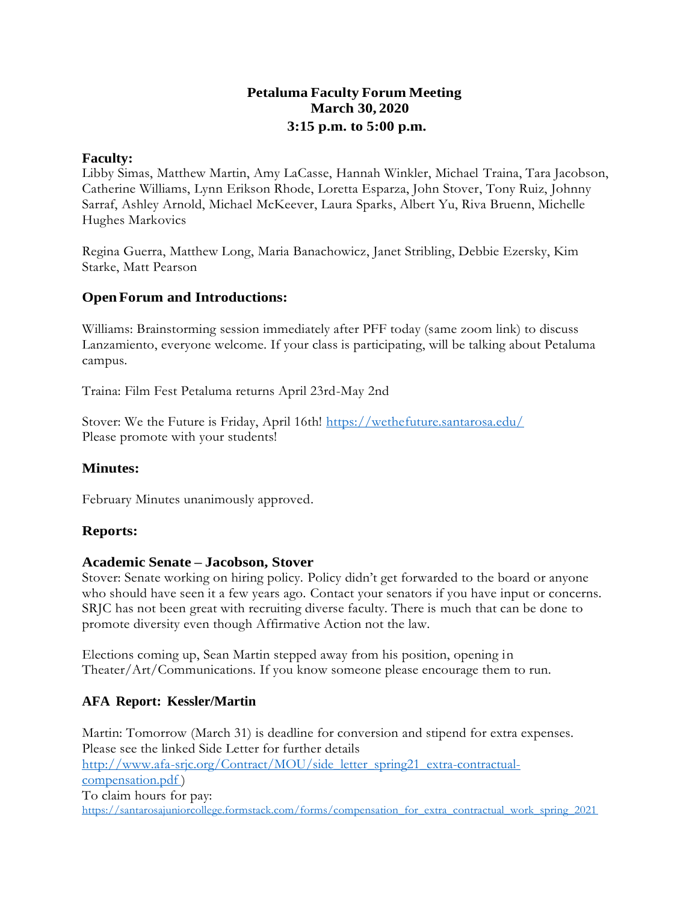# Petaluma Faculty Forum Meeting
## March 30, 2020
## 3:15 p.m. to 5:00 p.m.

### Faculty:

Libby Simas, Matthew Martin, Amy LaCasse, Hannah Winkler, Michael Traina, Tara Jacobson, Catherine Williams, Lynn Erikson Rhode, Loretta Esparza, John Stover, Tony Ruiz, Johnny Sarraf, Ashley Arnold, Michael McKeever, Laura Sparks, Albert Yu, Riva Bruenn, Michelle Hughes Markovics

Regina Guerra, Matthew Long, Maria Banachowicz, Janet Stribling, Debbie Ezersky, Kim Starke, Matt Pearson

### Open Forum and Introductions:

Williams: Brainstorming session immediately after PFF today (same zoom link) to discuss Lanzamiento, everyone welcome. If your class is participating, will be talking about Petaluma campus.

Traina: Film Fest Petaluma returns April 23rd-May 2nd

Stover: We the Future is Friday, April 16th! https://wethefuture.santarosa.edu/
Please promote with your students!

### Minutes:

February Minutes unanimously approved.

### Reports:

#### Academic Senate – Jacobson, Stover

Stover: Senate working on hiring policy. Policy didn't get forwarded to the board or anyone who should have seen it a few years ago. Contact your senators if you have input or concerns. SRJC has not been great with recruiting diverse faculty. There is much that can be done to promote diversity even though Affirmative Action not the law.

Elections coming up, Sean Martin stepped away from his position, opening in Theater/Art/Communications. If you know someone please encourage them to run.

#### AFA Report: Kessler/Martin

Martin: Tomorrow (March 31) is deadline for conversion and stipend for extra expenses. Please see the linked Side Letter for further details
http://www.afa-srjc.org/Contract/MOU/side_letter_spring21_extra-contractual-compensation.pdf )
To claim hours for pay:
https://santarosajuniorcollege.formstack.com/forms/compensation_for_extra_contractual_work_spring_2021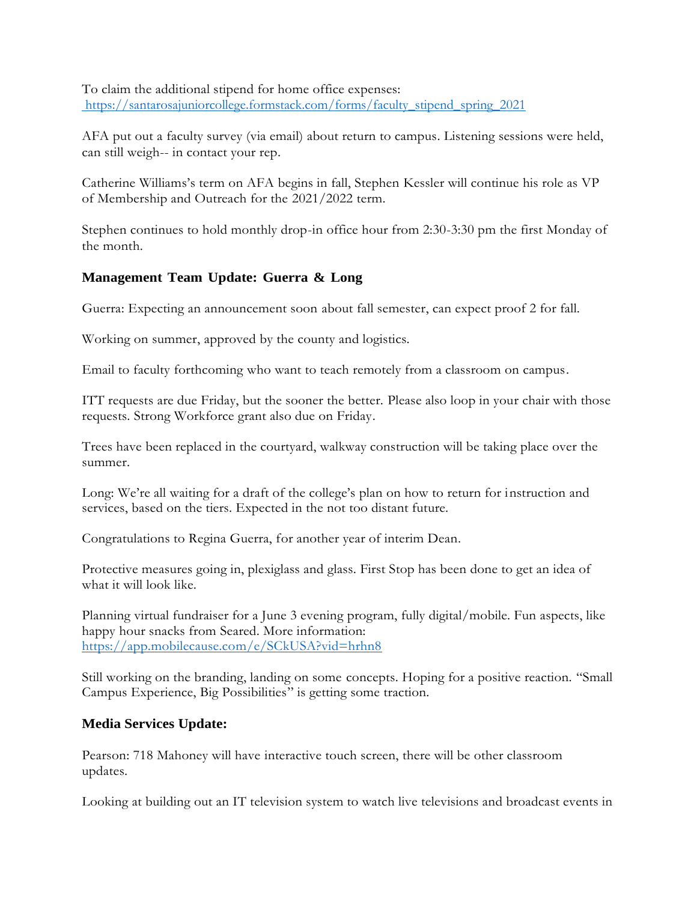To claim the additional stipend for home office expenses:
[https://santarosajuniorcollege.formstack.com/forms/faculty_stipend_spring_2021](https://santarosajuniorcollege.formstack.com/forms/faculty_stipend_spring_2021)

AFA put out a faculty survey (via email) about return to campus. Listening sessions were held, can still weigh-- in contact your rep.

Catherine Williams's term on AFA begins in fall, Stephen Kessler will continue his role as VP of Membership and Outreach for the 2021/2022 term.

Stephen continues to hold monthly drop-in office hour from 2:30-3:30 pm the first Monday of the month.

### Management Team Update: Guerra & Long

Guerra: Expecting an announcement soon about fall semester, can expect proof 2 for fall.

Working on summer, approved by the county and logistics.

Email to faculty forthcoming who want to teach remotely from a classroom on campus.

ITT requests are due Friday, but the sooner the better. Please also loop in your chair with those requests. Strong Workforce grant also due on Friday.

Trees have been replaced in the courtyard, walkway construction will be taking place over the summer.

Long: We're all waiting for a draft of the college's plan on how to return for instruction and services, based on the tiers. Expected in the not too distant future.

Congratulations to Regina Guerra, for another year of interim Dean.

Protective measures going in, plexiglass and glass. First Stop has been done to get an idea of what it will look like.

Planning virtual fundraiser for a June 3 evening program, fully digital/mobile. Fun aspects, like happy hour snacks from Seared. More information:
[https://app.mobilecause.com/e/SCkUSA?vid=hrhn8](https://app.mobilecause.com/e/SCkUSA?vid=hrhn8)

Still working on the branding, landing on some concepts. Hoping for a positive reaction. "Small Campus Experience, Big Possibilities" is getting some traction.

### Media Services Update:

Pearson: 718 Mahoney will have interactive touch screen, there will be other classroom updates.

Looking at building out an IT television system to watch live televisions and broadcast events in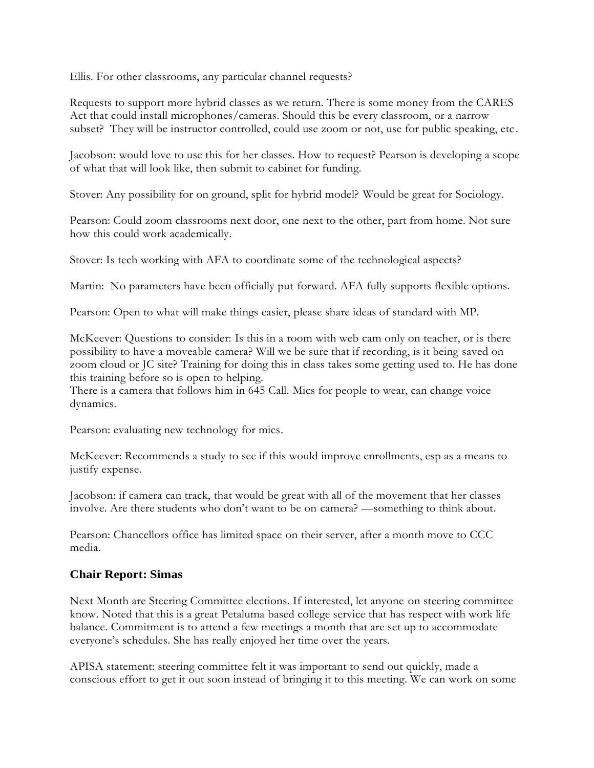Ellis. For other classrooms, any particular channel requests?

Requests to support more hybrid classes as we return. There is some money from the CARES Act that could install microphones/cameras. Should this be every classroom, or a narrow subset? They will be instructor controlled, could use zoom or not, use for public speaking, etc.

Jacobson: would love to use this for her classes. How to request? Pearson is developing a scope of what that will look like, then submit to cabinet for funding.

Stover: Any possibility for on ground, split for hybrid model? Would be great for Sociology.

Pearson: Could zoom classrooms next door, one next to the other, part from home. Not sure how this could work academically.

Stover: Is tech working with AFA to coordinate some of the technological aspects?

Martin: No parameters have been officially put forward. AFA fully supports flexible options.

Pearson: Open to what will make things easier, please share ideas of standard with MP.

McKeever: Questions to consider: Is this in a room with web cam only on teacher, or is there possibility to have a moveable camera? Will we be sure that if recording, is it being saved on zoom cloud or JC site? Training for doing this in class takes some getting used to. He has done this training before so is open to helping.
There is a camera that follows him in 645 Call. Mics for people to wear, can change voice dynamics.

Pearson: evaluating new technology for mics.

McKeever: Recommends a study to see if this would improve enrollments, esp as a means to justify expense.

Jacobson: if camera can track, that would be great with all of the movement that her classes involve. Are there students who don't want to be on camera? —something to think about.

Pearson: Chancellors office has limited space on their server, after a month move to CCC media.

## Chair Report: Simas

Next Month are Steering Committee elections. If interested, let anyone on steering committee know. Noted that this is a great Petaluma based college service that has respect with work life balance. Commitment is to attend a few meetings a month that are set up to accommodate everyone's schedules. She has really enjoyed her time over the years.

APISA statement: steering committee felt it was important to send out quickly, made a conscious effort to get it out soon instead of bringing it to this meeting. We can work on some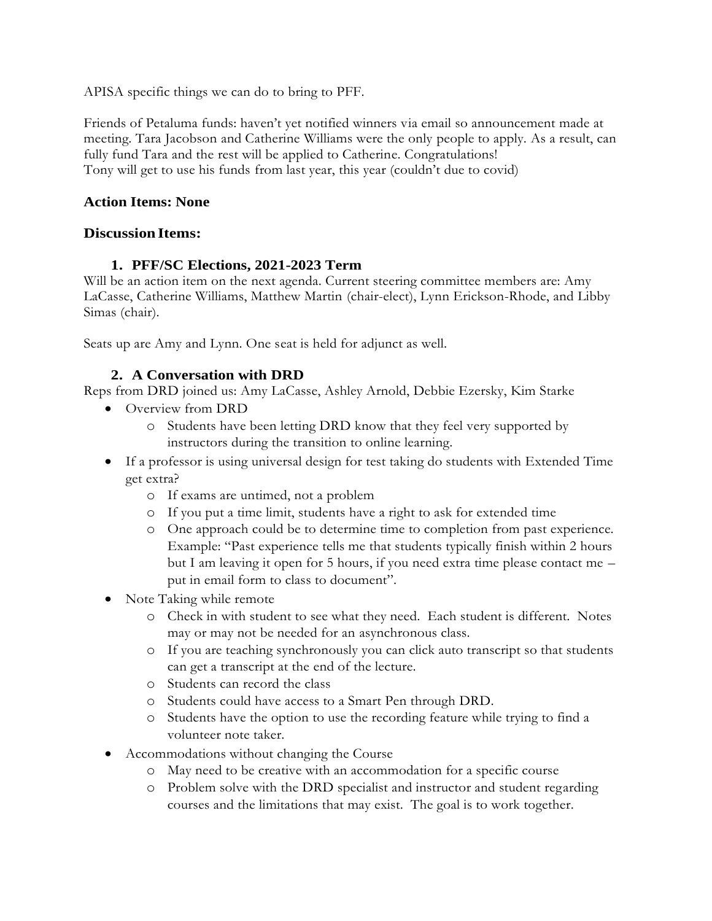APISA specific things we can do to bring to PFF.

Friends of Petaluma funds: haven't yet notified winners via email so announcement made at meeting. Tara Jacobson and Catherine Williams were the only people to apply. As a result, can fully fund Tara and the rest will be applied to Catherine. Congratulations!
Tony will get to use his funds from last year, this year (couldn't due to covid)

### Action Items: None

### Discussion Items:

#### 1. PFF/SC Elections, 2021-2023 Term

Will be an action item on the next agenda. Current steering committee members are: Amy LaCasse, Catherine Williams, Matthew Martin (chair-elect), Lynn Erickson-Rhode, and Libby Simas (chair).

Seats up are Amy and Lynn. One seat is held for adjunct as well.

#### 2. A Conversation with DRD

Reps from DRD joined us: Amy LaCasse, Ashley Arnold, Debbie Ezersky, Kim Starke

- Overview from DRD
  - Students have been letting DRD know that they feel very supported by instructors during the transition to online learning.
- If a professor is using universal design for test taking do students with Extended Time get extra?
  - If exams are untimed, not a problem
  - If you put a time limit, students have a right to ask for extended time
  - One approach could be to determine time to completion from past experience. Example: "Past experience tells me that students typically finish within 2 hours but I am leaving it open for 5 hours, if you need extra time please contact me – put in email form to class to document".
- Note Taking while remote
  - Check in with student to see what they need. Each student is different. Notes may or may not be needed for an asynchronous class.
  - If you are teaching synchronously you can click auto transcript so that students can get a transcript at the end of the lecture.
  - Students can record the class
  - Students could have access to a Smart Pen through DRD.
  - Students have the option to use the recording feature while trying to find a volunteer note taker.
- Accommodations without changing the Course
  - May need to be creative with an accommodation for a specific course
  - Problem solve with the DRD specialist and instructor and student regarding courses and the limitations that may exist. The goal is to work together.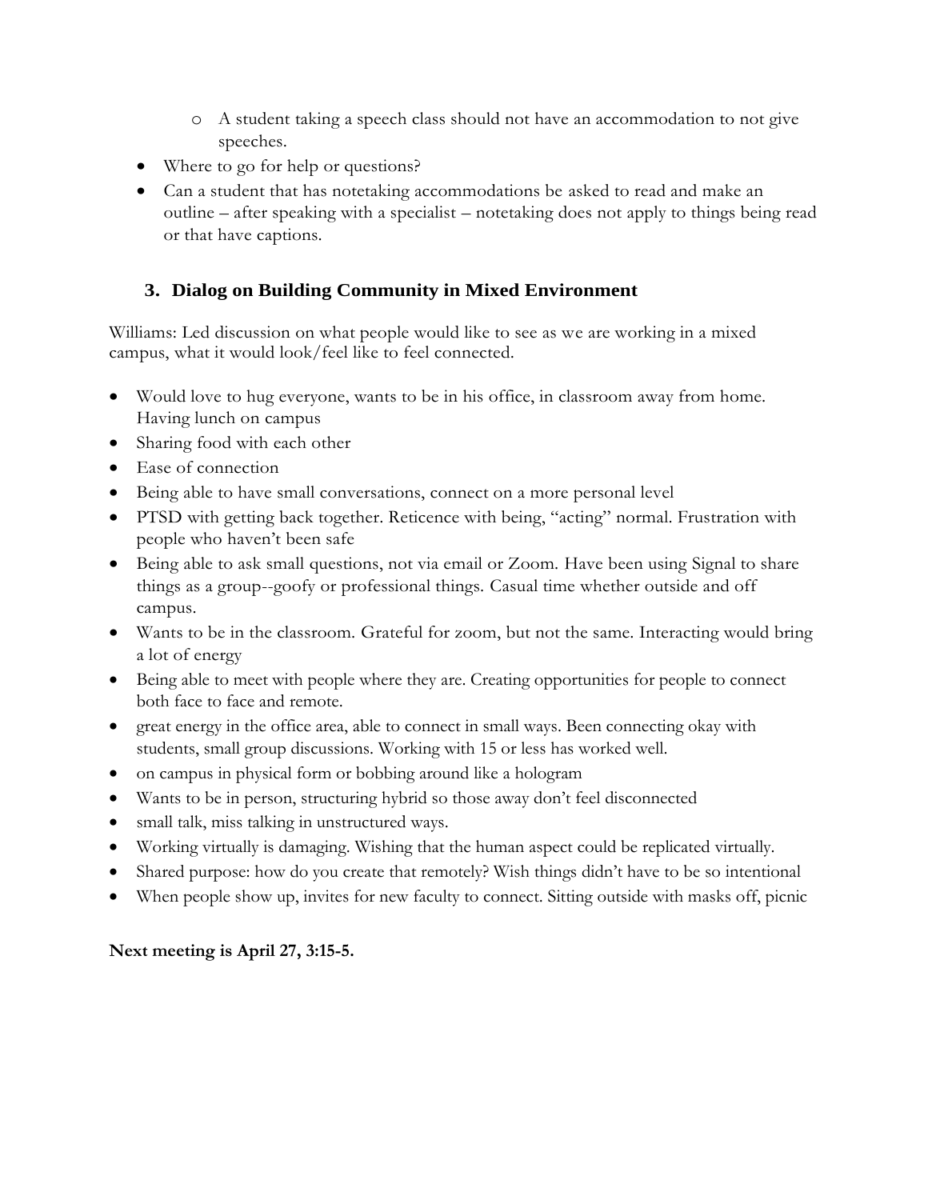- A student taking a speech class should not have an accommodation to not give speeches.
- Where to go for help or questions?
- Can a student that has notetaking accommodations be asked to read and make an outline – after speaking with a specialist – notetaking does not apply to things being read or that have captions.

## 3. Dialog on Building Community in Mixed Environment

Williams: Led discussion on what people would like to see as we are working in a mixed campus, what it would look/feel like to feel connected.

- Would love to hug everyone, wants to be in his office, in classroom away from home. Having lunch on campus
- Sharing food with each other
- Ease of connection
- Being able to have small conversations, connect on a more personal level
- PTSD with getting back together. Reticence with being, "acting" normal. Frustration with people who haven't been safe
- Being able to ask small questions, not via email or Zoom. Have been using Signal to share things as a group--goofy or professional things. Casual time whether outside and off campus.
- Wants to be in the classroom. Grateful for zoom, but not the same. Interacting would bring a lot of energy
- Being able to meet with people where they are. Creating opportunities for people to connect both face to face and remote.
- great energy in the office area, able to connect in small ways. Been connecting okay with students, small group discussions. Working with 15 or less has worked well.
- on campus in physical form or bobbing around like a hologram
- Wants to be in person, structuring hybrid so those away don't feel disconnected
- small talk, miss talking in unstructured ways.
- Working virtually is damaging. Wishing that the human aspect could be replicated virtually.
- Shared purpose: how do you create that remotely? Wish things didn't have to be so intentional
- When people show up, invites for new faculty to connect. Sitting outside with masks off, picnic

**Next meeting is April 27, 3:15-5.**